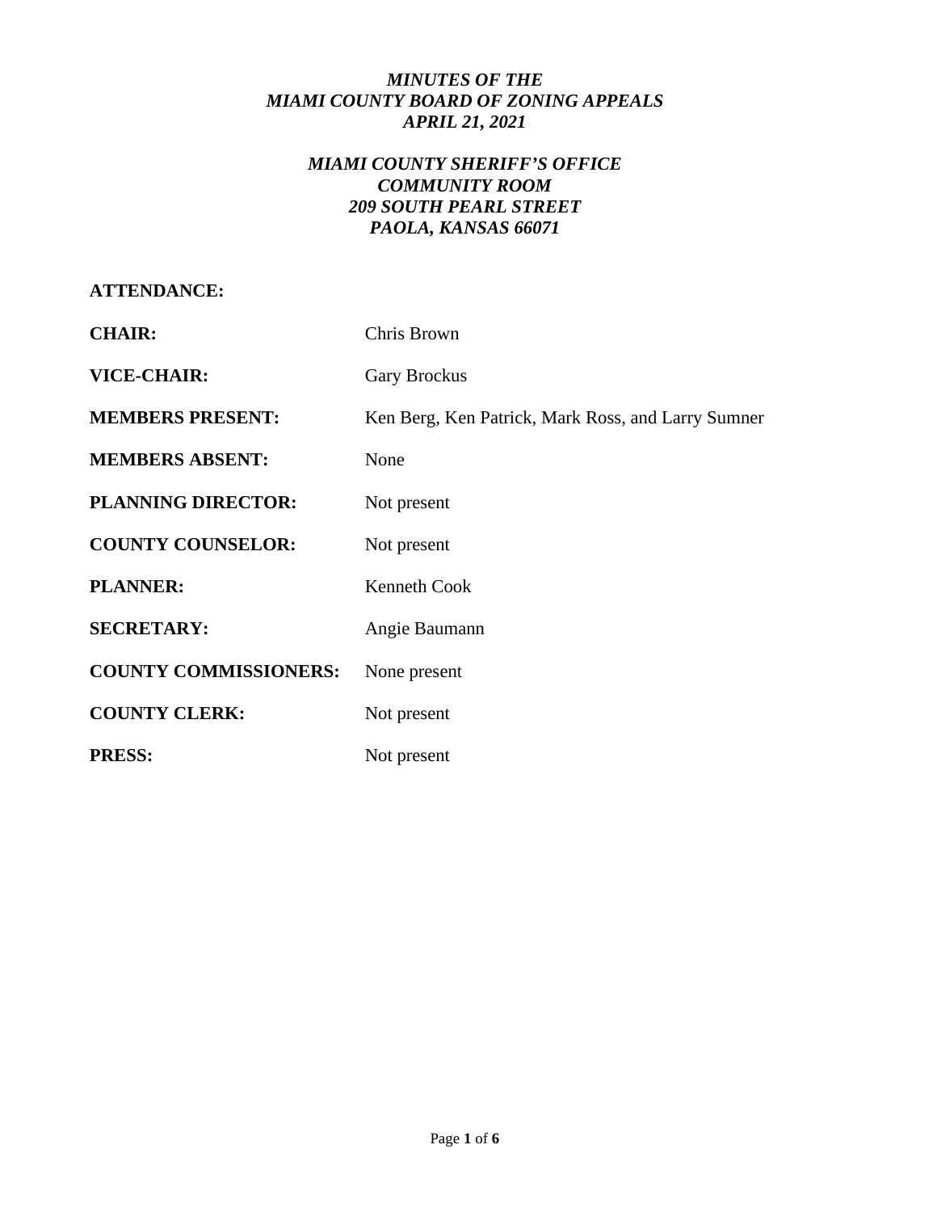***MINUTES OF THE***
***MIAMI COUNTY BOARD OF ZONING APPEALS***
***APRIL 21, 2021***

***MIAMI COUNTY SHERIFF'S OFFICE***
***COMMUNITY ROOM***
***209 SOUTH PEARL STREET***
***PAOLA, KANSAS 66071***

**ATTENDANCE:**

**CHAIR:** Chris Brown

**VICE-CHAIR:** Gary Brockus

**MEMBERS PRESENT:** Ken Berg, Ken Patrick, Mark Ross, and Larry Sumner

**MEMBERS ABSENT:** None

**PLANNING DIRECTOR:** Not present

**COUNTY COUNSELOR:** Not present

**PLANNER:** Kenneth Cook

**SECRETARY:** Angie Baumann

**COUNTY COMMISSIONERS:** None present

**COUNTY CLERK:** Not present

**PRESS:** Not present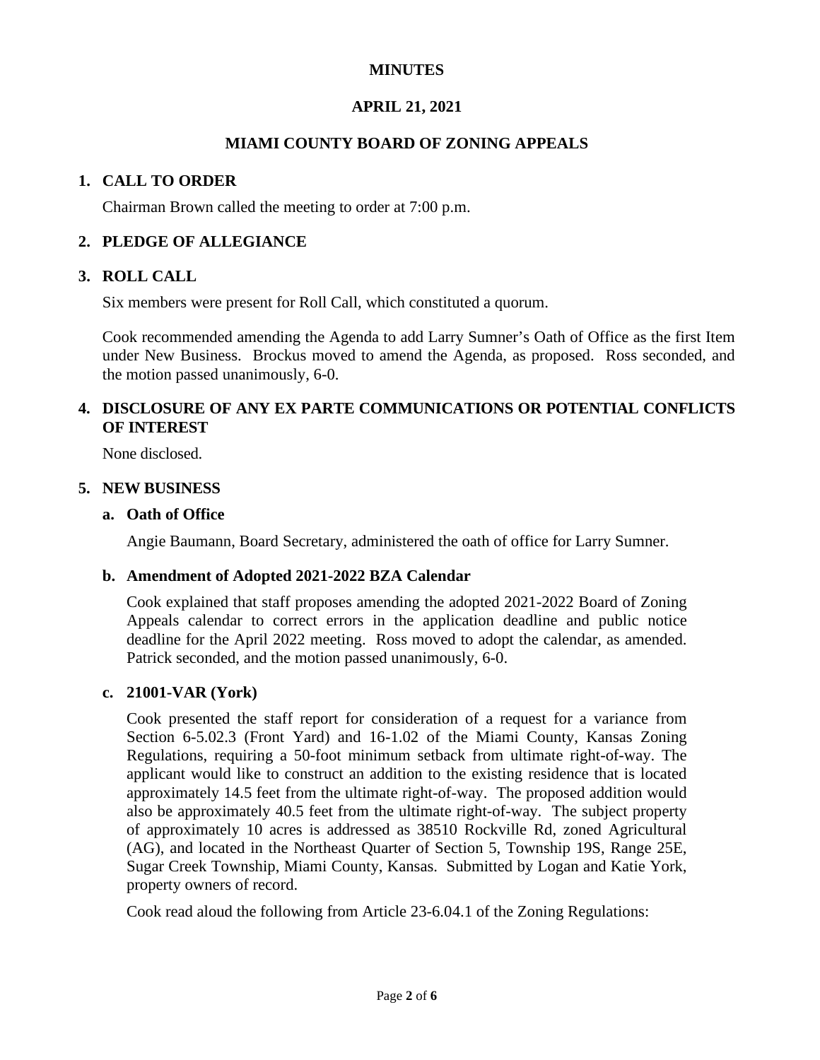**MINUTES**

**APRIL 21, 2021**

**MIAMI COUNTY BOARD OF ZONING APPEALS**

## 1. CALL TO ORDER

Chairman Brown called the meeting to order at 7:00 p.m.

## 2. PLEDGE OF ALLEGIANCE

## 3. ROLL CALL

Six members were present for Roll Call, which constituted a quorum.

Cook recommended amending the Agenda to add Larry Sumner's Oath of Office as the first Item under New Business. Brockus moved to amend the Agenda, as proposed. Ross seconded, and the motion passed unanimously, 6-0.

## 4. DISCLOSURE OF ANY EX PARTE COMMUNICATIONS OR POTENTIAL CONFLICTS OF INTEREST

None disclosed.

## 5. NEW BUSINESS

### a. Oath of Office

Angie Baumann, Board Secretary, administered the oath of office for Larry Sumner.

### b. Amendment of Adopted 2021-2022 BZA Calendar

Cook explained that staff proposes amending the adopted 2021-2022 Board of Zoning Appeals calendar to correct errors in the application deadline and public notice deadline for the April 2022 meeting. Ross moved to adopt the calendar, as amended. Patrick seconded, and the motion passed unanimously, 6-0.

### c. 21001-VAR (York)

Cook presented the staff report for consideration of a request for a variance from Section 6-5.02.3 (Front Yard) and 16-1.02 of the Miami County, Kansas Zoning Regulations, requiring a 50-foot minimum setback from ultimate right-of-way. The applicant would like to construct an addition to the existing residence that is located approximately 14.5 feet from the ultimate right-of-way. The proposed addition would also be approximately 40.5 feet from the ultimate right-of-way. The subject property of approximately 10 acres is addressed as 38510 Rockville Rd, zoned Agricultural (AG), and located in the Northeast Quarter of Section 5, Township 19S, Range 25E, Sugar Creek Township, Miami County, Kansas. Submitted by Logan and Katie York, property owners of record.

Cook read aloud the following from Article 23-6.04.1 of the Zoning Regulations: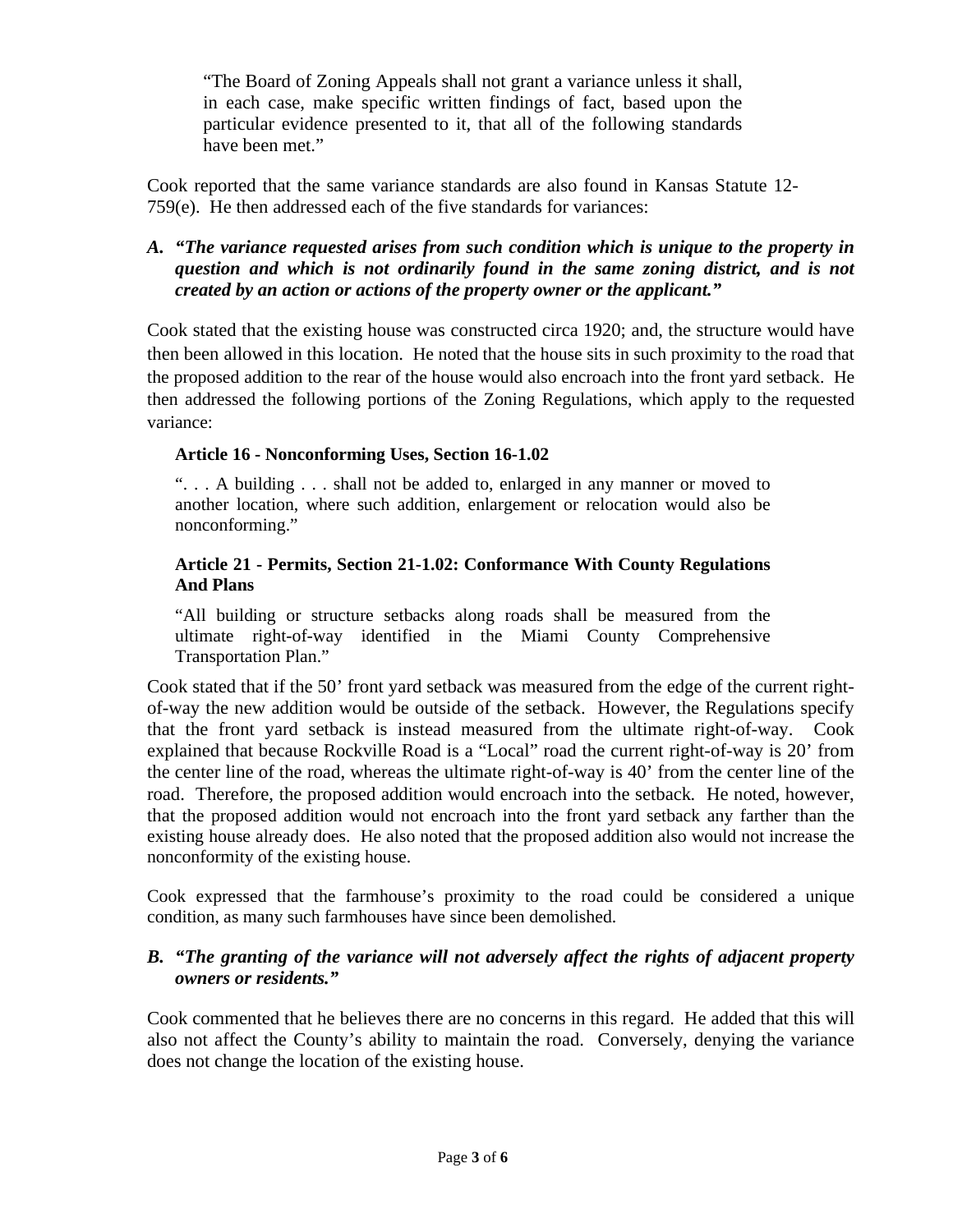> "The Board of Zoning Appeals shall not grant a variance unless it shall, in each case, make specific written findings of fact, based upon the particular evidence presented to it, that all of the following standards have been met."

Cook reported that the same variance standards are also found in Kansas Statute 12-759(e). He then addressed each of the five standards for variances:

### A. *"The variance requested arises from such condition which is unique to the property in question and which is not ordinarily found in the same zoning district, and is not created by an action or actions of the property owner or the applicant."*

Cook stated that the existing house was constructed circa 1920; and, the structure would have then been allowed in this location. He noted that the house sits in such proximity to the road that the proposed addition to the rear of the house would also encroach into the front yard setback. He then addressed the following portions of the Zoning Regulations, which apply to the requested variance:

**Article 16 - Nonconforming Uses, Section 16-1.02**

> ". . . A building . . . shall not be added to, enlarged in any manner or moved to another location, where such addition, enlargement or relocation would also be nonconforming."

**Article 21 - Permits, Section 21-1.02: Conformance With County Regulations And Plans**

> "All building or structure setbacks along roads shall be measured from the ultimate right-of-way identified in the Miami County Comprehensive Transportation Plan."

Cook stated that if the 50' front yard setback was measured from the edge of the current right-of-way the new addition would be outside of the setback. However, the Regulations specify that the front yard setback is instead measured from the ultimate right-of-way. Cook explained that because Rockville Road is a "Local" road the current right-of-way is 20' from the center line of the road, whereas the ultimate right-of-way is 40' from the center line of the road. Therefore, the proposed addition would encroach into the setback. He noted, however, that the proposed addition would not encroach into the front yard setback any farther than the existing house already does. He also noted that the proposed addition also would not increase the nonconformity of the existing house.

Cook expressed that the farmhouse's proximity to the road could be considered a unique condition, as many such farmhouses have since been demolished.

### B. *"The granting of the variance will not adversely affect the rights of adjacent property owners or residents."*

Cook commented that he believes there are no concerns in this regard. He added that this will also not affect the County's ability to maintain the road. Conversely, denying the variance does not change the location of the existing house.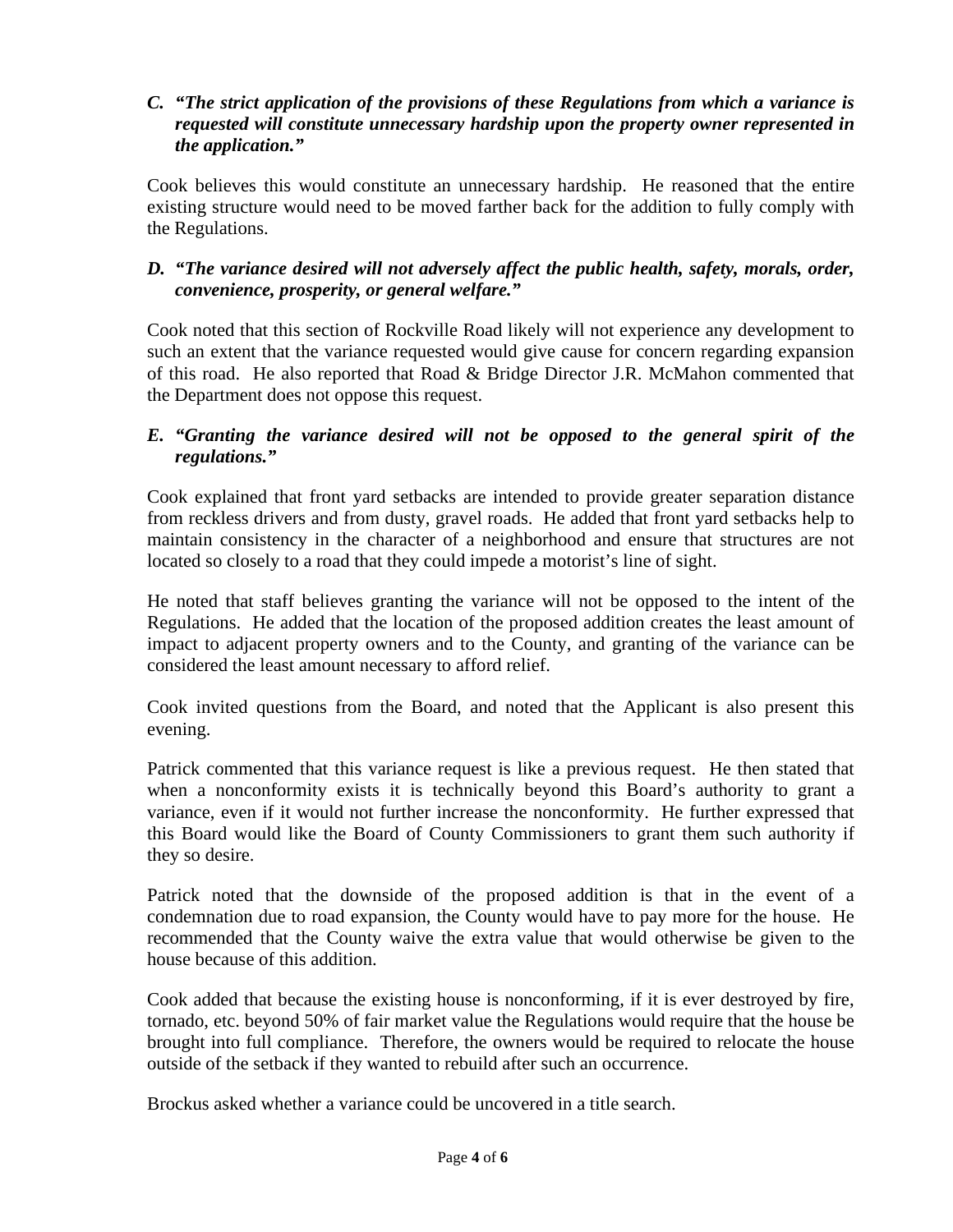***C. "The strict application of the provisions of these Regulations from which a variance is requested will constitute unnecessary hardship upon the property owner represented in the application."***

Cook believes this would constitute an unnecessary hardship. He reasoned that the entire existing structure would need to be moved farther back for the addition to fully comply with the Regulations.

***D. "The variance desired will not adversely affect the public health, safety, morals, order, convenience, prosperity, or general welfare."***

Cook noted that this section of Rockville Road likely will not experience any development to such an extent that the variance requested would give cause for concern regarding expansion of this road. He also reported that Road & Bridge Director J.R. McMahon commented that the Department does not oppose this request.

***E. "Granting the variance desired will not be opposed to the general spirit of the regulations."***

Cook explained that front yard setbacks are intended to provide greater separation distance from reckless drivers and from dusty, gravel roads. He added that front yard setbacks help to maintain consistency in the character of a neighborhood and ensure that structures are not located so closely to a road that they could impede a motorist's line of sight.

He noted that staff believes granting the variance will not be opposed to the intent of the Regulations. He added that the location of the proposed addition creates the least amount of impact to adjacent property owners and to the County, and granting of the variance can be considered the least amount necessary to afford relief.

Cook invited questions from the Board, and noted that the Applicant is also present this evening.

Patrick commented that this variance request is like a previous request. He then stated that when a nonconformity exists it is technically beyond this Board's authority to grant a variance, even if it would not further increase the nonconformity. He further expressed that this Board would like the Board of County Commissioners to grant them such authority if they so desire.

Patrick noted that the downside of the proposed addition is that in the event of a condemnation due to road expansion, the County would have to pay more for the house. He recommended that the County waive the extra value that would otherwise be given to the house because of this addition.

Cook added that because the existing house is nonconforming, if it is ever destroyed by fire, tornado, etc. beyond 50% of fair market value the Regulations would require that the house be brought into full compliance. Therefore, the owners would be required to relocate the house outside of the setback if they wanted to rebuild after such an occurrence.

Brockus asked whether a variance could be uncovered in a title search.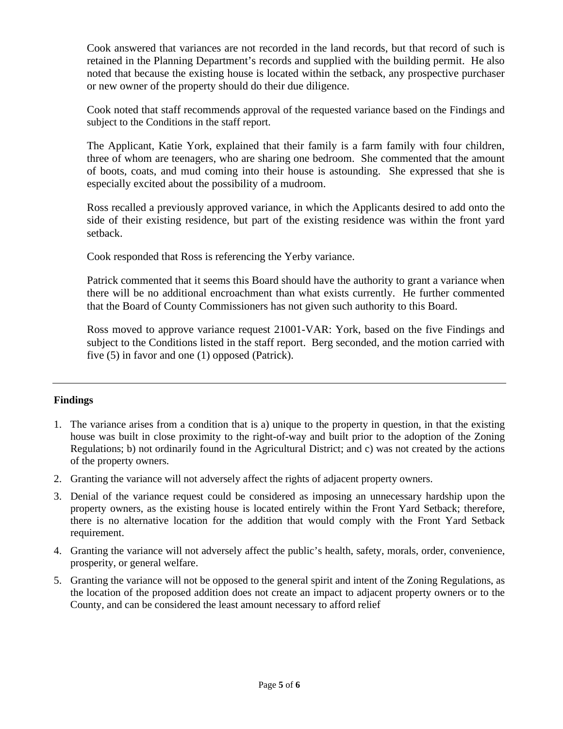Cook answered that variances are not recorded in the land records, but that record of such is retained in the Planning Department's records and supplied with the building permit. He also noted that because the existing house is located within the setback, any prospective purchaser or new owner of the property should do their due diligence.

Cook noted that staff recommends approval of the requested variance based on the Findings and subject to the Conditions in the staff report.

The Applicant, Katie York, explained that their family is a farm family with four children, three of whom are teenagers, who are sharing one bedroom. She commented that the amount of boots, coats, and mud coming into their house is astounding. She expressed that she is especially excited about the possibility of a mudroom.

Ross recalled a previously approved variance, in which the Applicants desired to add onto the side of their existing residence, but part of the existing residence was within the front yard setback.

Cook responded that Ross is referencing the Yerby variance.

Patrick commented that it seems this Board should have the authority to grant a variance when there will be no additional encroachment than what exists currently. He further commented that the Board of County Commissioners has not given such authority to this Board.

Ross moved to approve variance request 21001-VAR: York, based on the five Findings and subject to the Conditions listed in the staff report. Berg seconded, and the motion carried with five (5) in favor and one (1) opposed (Patrick).

---

**Findings**

1. The variance arises from a condition that is a) unique to the property in question, in that the existing house was built in close proximity to the right-of-way and built prior to the adoption of the Zoning Regulations; b) not ordinarily found in the Agricultural District; and c) was not created by the actions of the property owners.
2. Granting the variance will not adversely affect the rights of adjacent property owners.
3. Denial of the variance request could be considered as imposing an unnecessary hardship upon the property owners, as the existing house is located entirely within the Front Yard Setback; therefore, there is no alternative location for the addition that would comply with the Front Yard Setback requirement.
4. Granting the variance will not adversely affect the public's health, safety, morals, order, convenience, prosperity, or general welfare.
5. Granting the variance will not be opposed to the general spirit and intent of the Zoning Regulations, as the location of the proposed addition does not create an impact to adjacent property owners or to the County, and can be considered the least amount necessary to afford relief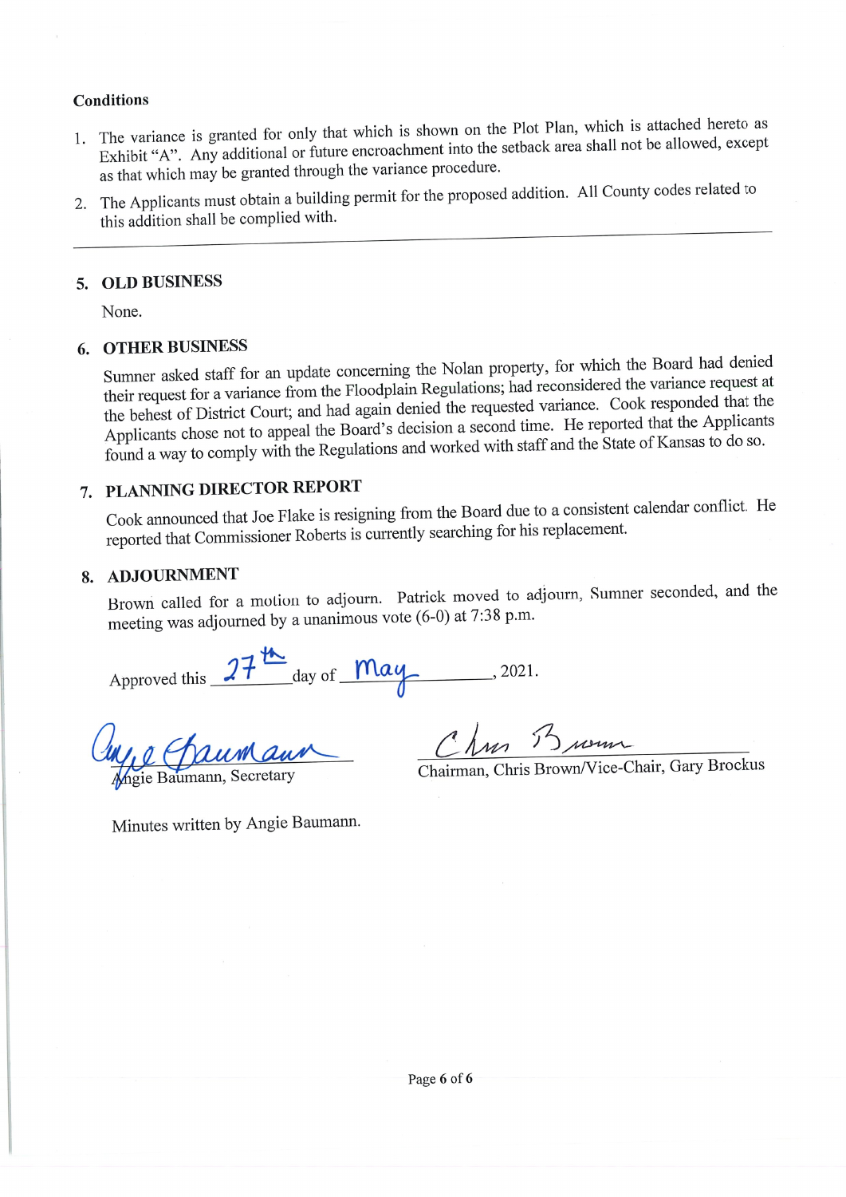**Conditions**

1. The variance is granted for only that which is shown on the Plot Plan, which is attached hereto as Exhibit "A". Any additional or future encroachment into the setback area shall not be allowed, except as that which may be granted through the variance procedure.
2. The Applicants must obtain a building permit for the proposed addition. All County codes related to this addition shall be complied with.

---

## 5. OLD BUSINESS

None.

## 6. OTHER BUSINESS

Sumner asked staff for an update concerning the Nolan property, for which the Board had denied their request for a variance from the Floodplain Regulations; had reconsidered the variance request at the behest of District Court; and had again denied the requested variance. Cook responded that the Applicants chose not to appeal the Board's decision a second time. He reported that the Applicants found a way to comply with the Regulations and worked with staff and the State of Kansas to do so.

## 7. PLANNING DIRECTOR REPORT

Cook announced that Joe Flake is resigning from the Board due to a consistent calendar conflict. He reported that Commissioner Roberts is currently searching for his replacement.

## 8. ADJOURNMENT

Brown called for a motion to adjourn. Patrick moved to adjourn, Sumner seconded, and the meeting was adjourned by a unanimous vote (6-0) at 7:38 p.m.

Approved this 27th day of May, 2021.

Angie Baumann, Secretary

Chairman, Chris Brown/Vice-Chair, Gary Brockus

Minutes written by Angie Baumann.